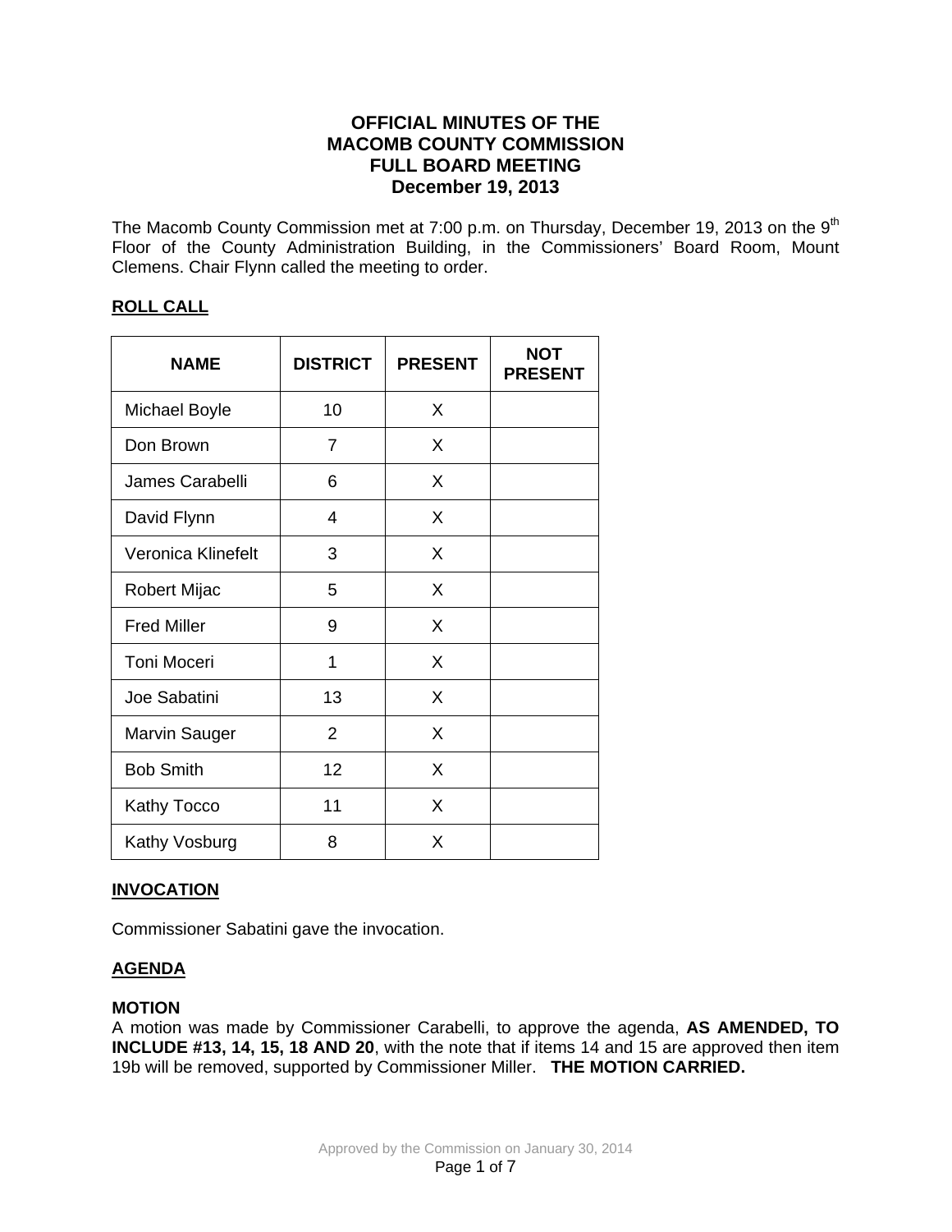# OFFICIAL MINUTES OF THE MACOMB COUNTY COMMISSION FULL BOARD MEETING December 19, 2013

The Macomb County Commission met at 7:00 p.m. on Thursday, December 19, 2013 on the 9th Floor of the County Administration Building, in the Commissioners' Board Room, Mount Clemens. Chair Flynn called the meeting to order.

## ROLL CALL

| NAME | DISTRICT | PRESENT | NOT PRESENT |
|---|---|---|---|
| Michael Boyle | 10 | X | |
| Don Brown | 7 | X | |
| James Carabelli | 6 | X | |
| David Flynn | 4 | X | |
| Veronica Klinefelt | 3 | X | |
| Robert Mijac | 5 | X | |
| Fred Miller | 9 | X | |
| Toni Moceri | 1 | X | |
| Joe Sabatini | 13 | X | |
| Marvin Sauger | 2 | X | |
| Bob Smith | 12 | X | |
| Kathy Tocco | 11 | X | |
| Kathy Vosburg | 8 | X | |

## INVOCATION

Commissioner Sabatini gave the invocation.

## AGENDA

**MOTION**
A motion was made by Commissioner Carabelli, to approve the agenda, **AS AMENDED, TO INCLUDE #13, 14, 15, 18 AND 20**, with the note that if items 14 and 15 are approved then item 19b will be removed, supported by Commissioner Miller. **THE MOTION CARRIED.**

Approved by the Commission on January 30, 2014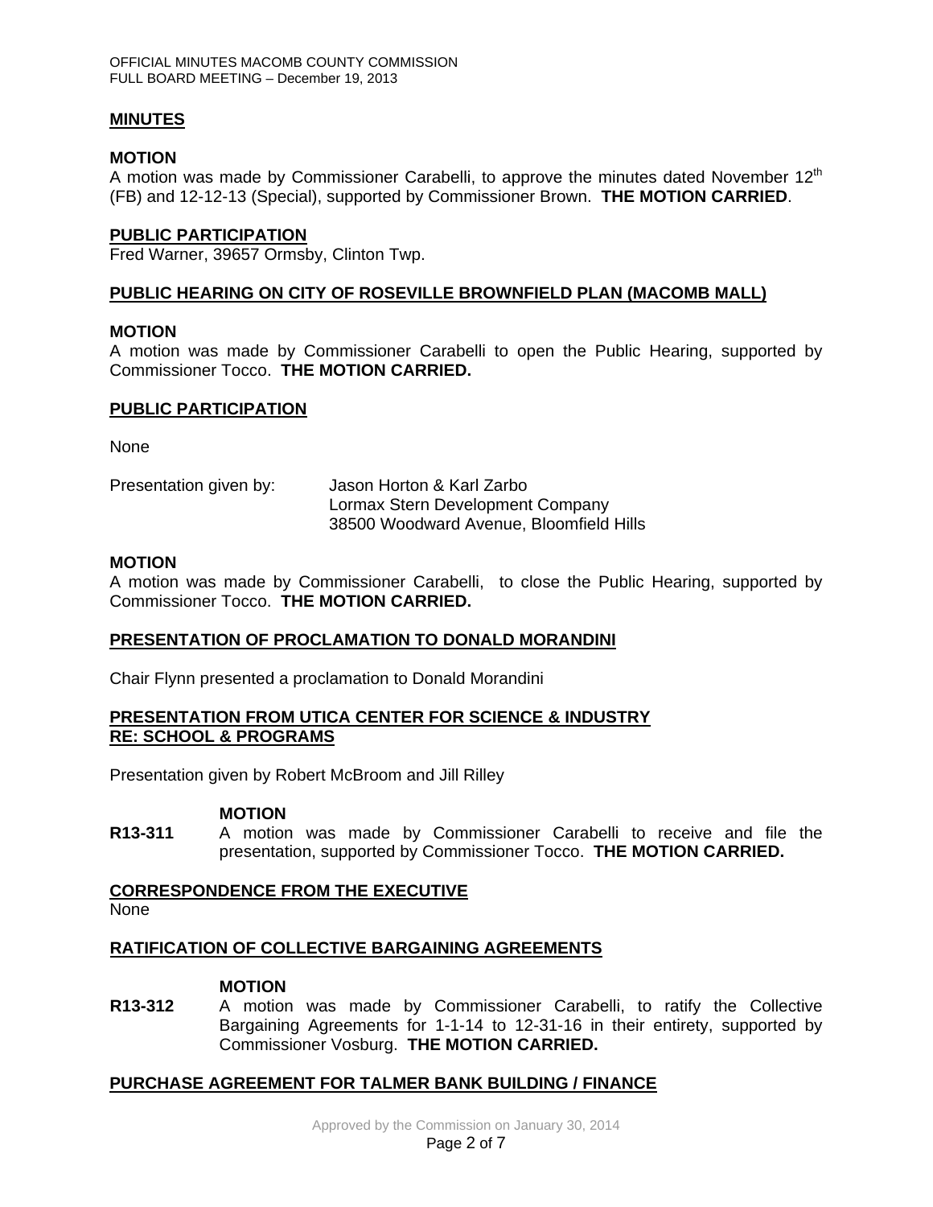**MINUTES**

**MOTION**
A motion was made by Commissioner Carabelli, to approve the minutes dated November 12th (FB) and 12-12-13 (Special), supported by Commissioner Brown. **THE MOTION CARRIED**.

**PUBLIC PARTICIPATION**
Fred Warner, 39657 Ormsby, Clinton Twp.

**PUBLIC HEARING ON CITY OF ROSEVILLE BROWNFIELD PLAN (MACOMB MALL)**

**MOTION**
A motion was made by Commissioner Carabelli to open the Public Hearing, supported by Commissioner Tocco. **THE MOTION CARRIED.**

**PUBLIC PARTICIPATION**

None

Presentation given by: Jason Horton & Karl Zarbo
Lormax Stern Development Company
38500 Woodward Avenue, Bloomfield Hills

**MOTION**
A motion was made by Commissioner Carabelli, to close the Public Hearing, supported by Commissioner Tocco. **THE MOTION CARRIED.**

**PRESENTATION OF PROCLAMATION TO DONALD MORANDINI**

Chair Flynn presented a proclamation to Donald Morandini

**PRESENTATION FROM UTICA CENTER FOR SCIENCE & INDUSTRY RE: SCHOOL & PROGRAMS**

Presentation given by Robert McBroom and Jill Rilley

**MOTION**
**R13-311** A motion was made by Commissioner Carabelli to receive and file the presentation, supported by Commissioner Tocco. **THE MOTION CARRIED.**

**CORRESPONDENCE FROM THE EXECUTIVE**
None

**RATIFICATION OF COLLECTIVE BARGAINING AGREEMENTS**

**MOTION**
**R13-312** A motion was made by Commissioner Carabelli, to ratify the Collective Bargaining Agreements for 1-1-14 to 12-31-16 in their entirety, supported by Commissioner Vosburg. **THE MOTION CARRIED.**

**PURCHASE AGREEMENT FOR TALMER BANK BUILDING / FINANCE**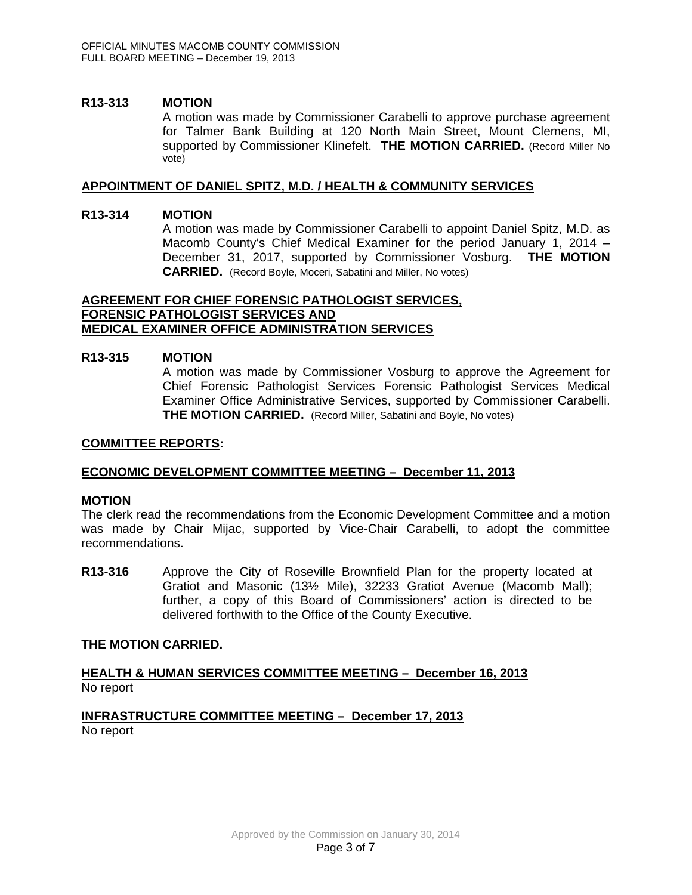**R13-313 MOTION**

A motion was made by Commissioner Carabelli to approve purchase agreement for Talmer Bank Building at 120 North Main Street, Mount Clemens, MI, supported by Commissioner Klinefelt. **THE MOTION CARRIED.** (Record Miller No vote)

## APPOINTMENT OF DANIEL SPITZ, M.D. / HEALTH & COMMUNITY SERVICES

**R13-314 MOTION**

A motion was made by Commissioner Carabelli to appoint Daniel Spitz, M.D. as Macomb County's Chief Medical Examiner for the period January 1, 2014 – December 31, 2017, supported by Commissioner Vosburg. **THE MOTION CARRIED.** (Record Boyle, Moceri, Sabatini and Miller, No votes)

## AGREEMENT FOR CHIEF FORENSIC PATHOLOGIST SERVICES, FORENSIC PATHOLOGIST SERVICES AND MEDICAL EXAMINER OFFICE ADMINISTRATION SERVICES

**R13-315 MOTION**

A motion was made by Commissioner Vosburg to approve the Agreement for Chief Forensic Pathologist Services Forensic Pathologist Services Medical Examiner Office Administrative Services, supported by Commissioner Carabelli. **THE MOTION CARRIED.** (Record Miller, Sabatini and Boyle, No votes)

## COMMITTEE REPORTS:

## ECONOMIC DEVELOPMENT COMMITTEE MEETING – December 11, 2013

**MOTION**

The clerk read the recommendations from the Economic Development Committee and a motion was made by Chair Mijac, supported by Vice-Chair Carabelli, to adopt the committee recommendations.

**R13-316** Approve the City of Roseville Brownfield Plan for the property located at Gratiot and Masonic (13½ Mile), 32233 Gratiot Avenue (Macomb Mall); further, a copy of this Board of Commissioners' action is directed to be delivered forthwith to the Office of the County Executive.

**THE MOTION CARRIED.**

## HEALTH & HUMAN SERVICES COMMITTEE MEETING – December 16, 2013

No report

## INFRASTRUCTURE COMMITTEE MEETING – December 17, 2013

No report

Approved by the Commission on January 30, 2014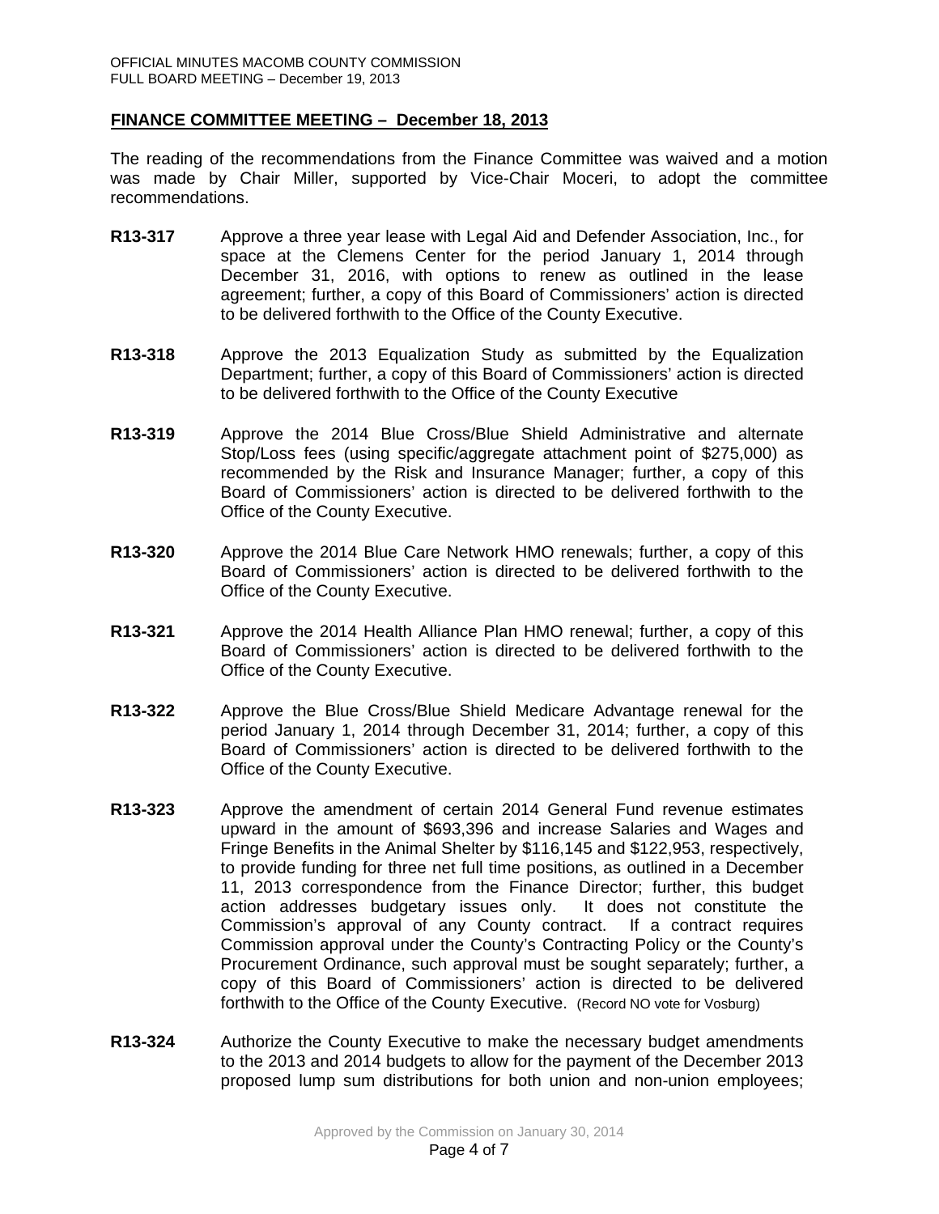## FINANCE COMMITTEE MEETING – December 18, 2013

The reading of the recommendations from the Finance Committee was waived and a motion was made by Chair Miller, supported by Vice-Chair Moceri, to adopt the committee recommendations.

**R13-317** Approve a three year lease with Legal Aid and Defender Association, Inc., for space at the Clemens Center for the period January 1, 2014 through December 31, 2016, with options to renew as outlined in the lease agreement; further, a copy of this Board of Commissioners' action is directed to be delivered forthwith to the Office of the County Executive.

**R13-318** Approve the 2013 Equalization Study as submitted by the Equalization Department; further, a copy of this Board of Commissioners' action is directed to be delivered forthwith to the Office of the County Executive

**R13-319** Approve the 2014 Blue Cross/Blue Shield Administrative and alternate Stop/Loss fees (using specific/aggregate attachment point of $275,000) as recommended by the Risk and Insurance Manager; further, a copy of this Board of Commissioners' action is directed to be delivered forthwith to the Office of the County Executive.

**R13-320** Approve the 2014 Blue Care Network HMO renewals; further, a copy of this Board of Commissioners' action is directed to be delivered forthwith to the Office of the County Executive.

**R13-321** Approve the 2014 Health Alliance Plan HMO renewal; further, a copy of this Board of Commissioners' action is directed to be delivered forthwith to the Office of the County Executive.

**R13-322** Approve the Blue Cross/Blue Shield Medicare Advantage renewal for the period January 1, 2014 through December 31, 2014; further, a copy of this Board of Commissioners' action is directed to be delivered forthwith to the Office of the County Executive.

**R13-323** Approve the amendment of certain 2014 General Fund revenue estimates upward in the amount of $693,396 and increase Salaries and Wages and Fringe Benefits in the Animal Shelter by $116,145 and $122,953, respectively, to provide funding for three net full time positions, as outlined in a December 11, 2013 correspondence from the Finance Director; further, this budget action addresses budgetary issues only. It does not constitute the Commission's approval of any County contract. If a contract requires Commission approval under the County's Contracting Policy or the County's Procurement Ordinance, such approval must be sought separately; further, a copy of this Board of Commissioners' action is directed to be delivered forthwith to the Office of the County Executive. (Record NO vote for Vosburg)

**R13-324** Authorize the County Executive to make the necessary budget amendments to the 2013 and 2014 budgets to allow for the payment of the December 2013 proposed lump sum distributions for both union and non-union employees;

Approved by the Commission on January 30, 2014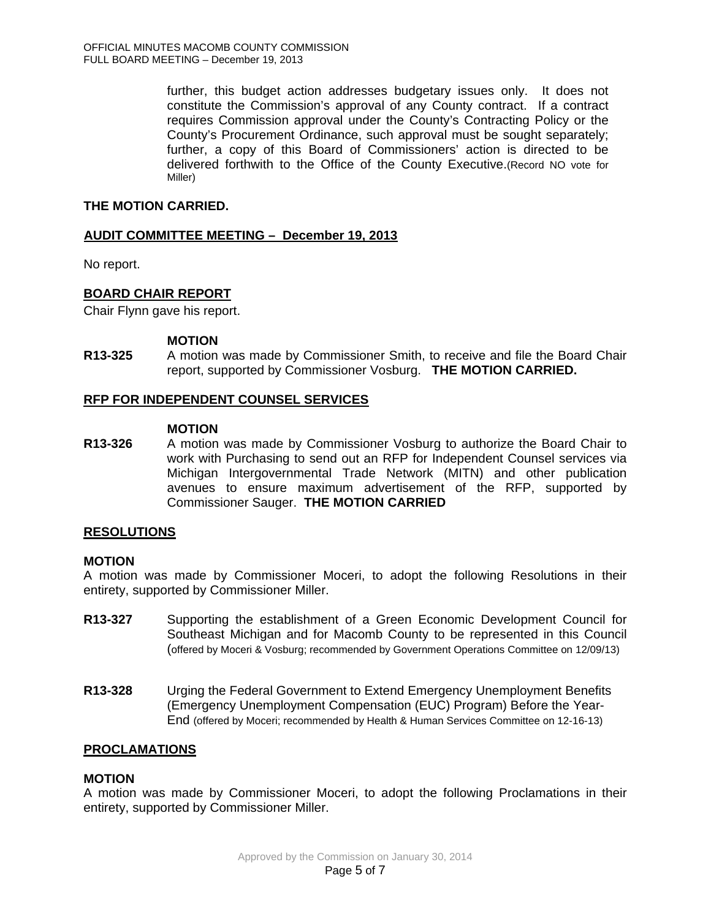further, this budget action addresses budgetary issues only. It does not constitute the Commission's approval of any County contract. If a contract requires Commission approval under the County's Contracting Policy or the County's Procurement Ordinance, such approval must be sought separately; further, a copy of this Board of Commissioners' action is directed to be delivered forthwith to the Office of the County Executive.(Record NO vote for Miller)

**THE MOTION CARRIED.**

## AUDIT COMMITTEE MEETING – December 19, 2013

No report.

## BOARD CHAIR REPORT

Chair Flynn gave his report.

**MOTION**

**R13-325** A motion was made by Commissioner Smith, to receive and file the Board Chair report, supported by Commissioner Vosburg. **THE MOTION CARRIED.**

## RFP FOR INDEPENDENT COUNSEL SERVICES

**MOTION**

**R13-326** A motion was made by Commissioner Vosburg to authorize the Board Chair to work with Purchasing to send out an RFP for Independent Counsel services via Michigan Intergovernmental Trade Network (MITN) and other publication avenues to ensure maximum advertisement of the RFP, supported by Commissioner Sauger. **THE MOTION CARRIED**

## RESOLUTIONS

**MOTION**

A motion was made by Commissioner Moceri, to adopt the following Resolutions in their entirety, supported by Commissioner Miller.

**R13-327** Supporting the establishment of a Green Economic Development Council for Southeast Michigan and for Macomb County to be represented in this Council (offered by Moceri & Vosburg; recommended by Government Operations Committee on 12/09/13)

**R13-328** Urging the Federal Government to Extend Emergency Unemployment Benefits (Emergency Unemployment Compensation (EUC) Program) Before the Year-End (offered by Moceri; recommended by Health & Human Services Committee on 12-16-13)

## PROCLAMATIONS

**MOTION**

A motion was made by Commissioner Moceri, to adopt the following Proclamations in their entirety, supported by Commissioner Miller.

Approved by the Commission on January 30, 2014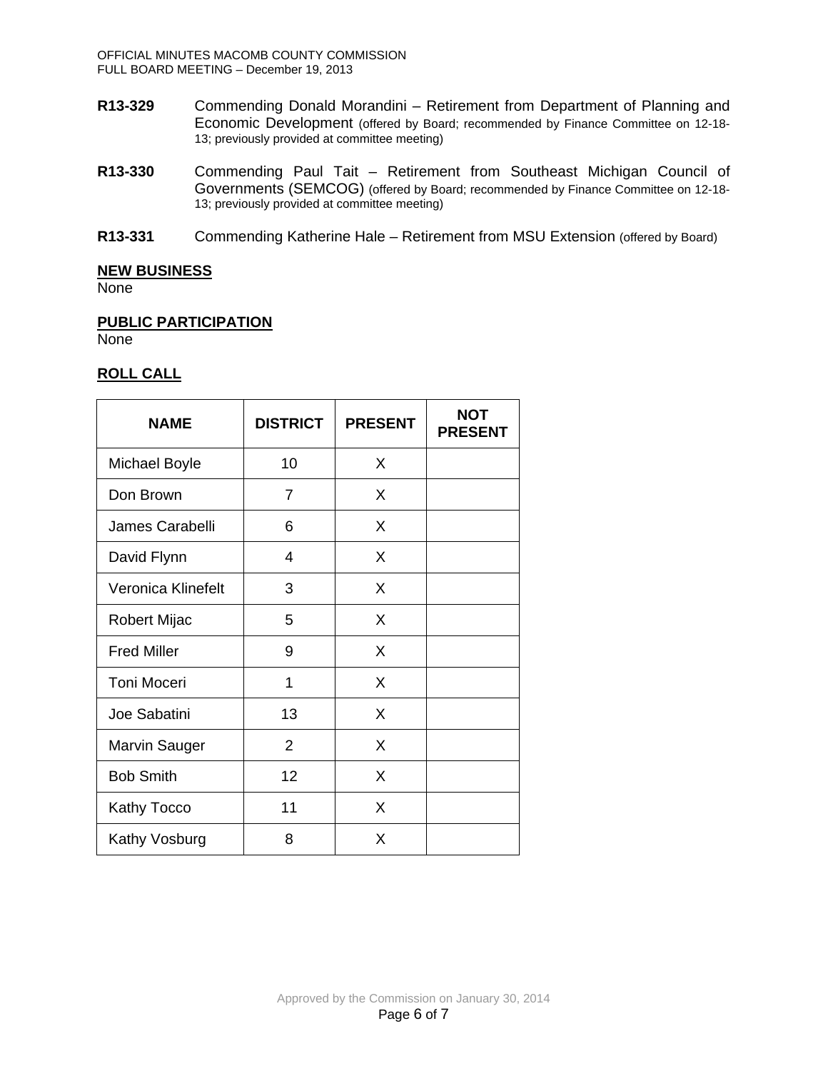**R13-329** Commending Donald Morandini – Retirement from Department of Planning and Economic Development (offered by Board; recommended by Finance Committee on 12-18-13; previously provided at committee meeting)

**R13-330** Commending Paul Tait – Retirement from Southeast Michigan Council of Governments (SEMCOG) (offered by Board; recommended by Finance Committee on 12-18-13; previously provided at committee meeting)

**R13-331** Commending Katherine Hale – Retirement from MSU Extension (offered by Board)

## NEW BUSINESS

None

## PUBLIC PARTICIPATION

None

## ROLL CALL

| NAME | DISTRICT | PRESENT | NOT PRESENT |
|---|---|---|---|
| Michael Boyle | 10 | X | |
| Don Brown | 7 | X | |
| James Carabelli | 6 | X | |
| David Flynn | 4 | X | |
| Veronica Klinefelt | 3 | X | |
| Robert Mijac | 5 | X | |
| Fred Miller | 9 | X | |
| Toni Moceri | 1 | X | |
| Joe Sabatini | 13 | X | |
| Marvin Sauger | 2 | X | |
| Bob Smith | 12 | X | |
| Kathy Tocco | 11 | X | |
| Kathy Vosburg | 8 | X | |

Approved by the Commission on January 30, 2014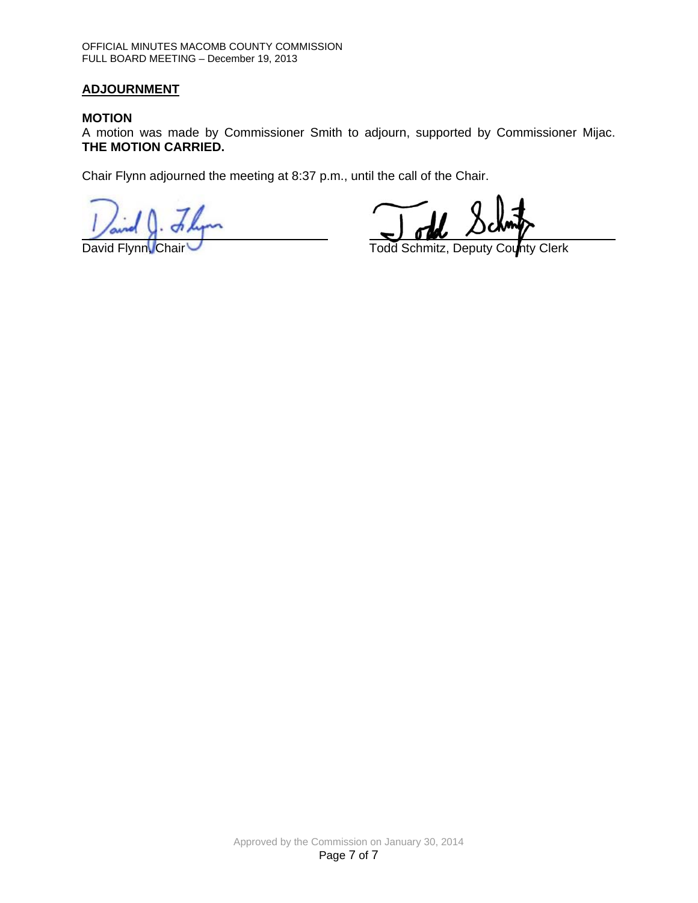## ADJOURNMENT

**MOTION**

A motion was made by Commissioner Smith to adjourn, supported by Commissioner Mijac. **THE MOTION CARRIED.**

Chair Flynn adjourned the meeting at 8:37 p.m., until the call of the Chair.

David Flynn, Chair

Todd Schmitz, Deputy County Clerk

Approved by the Commission on January 30, 2014